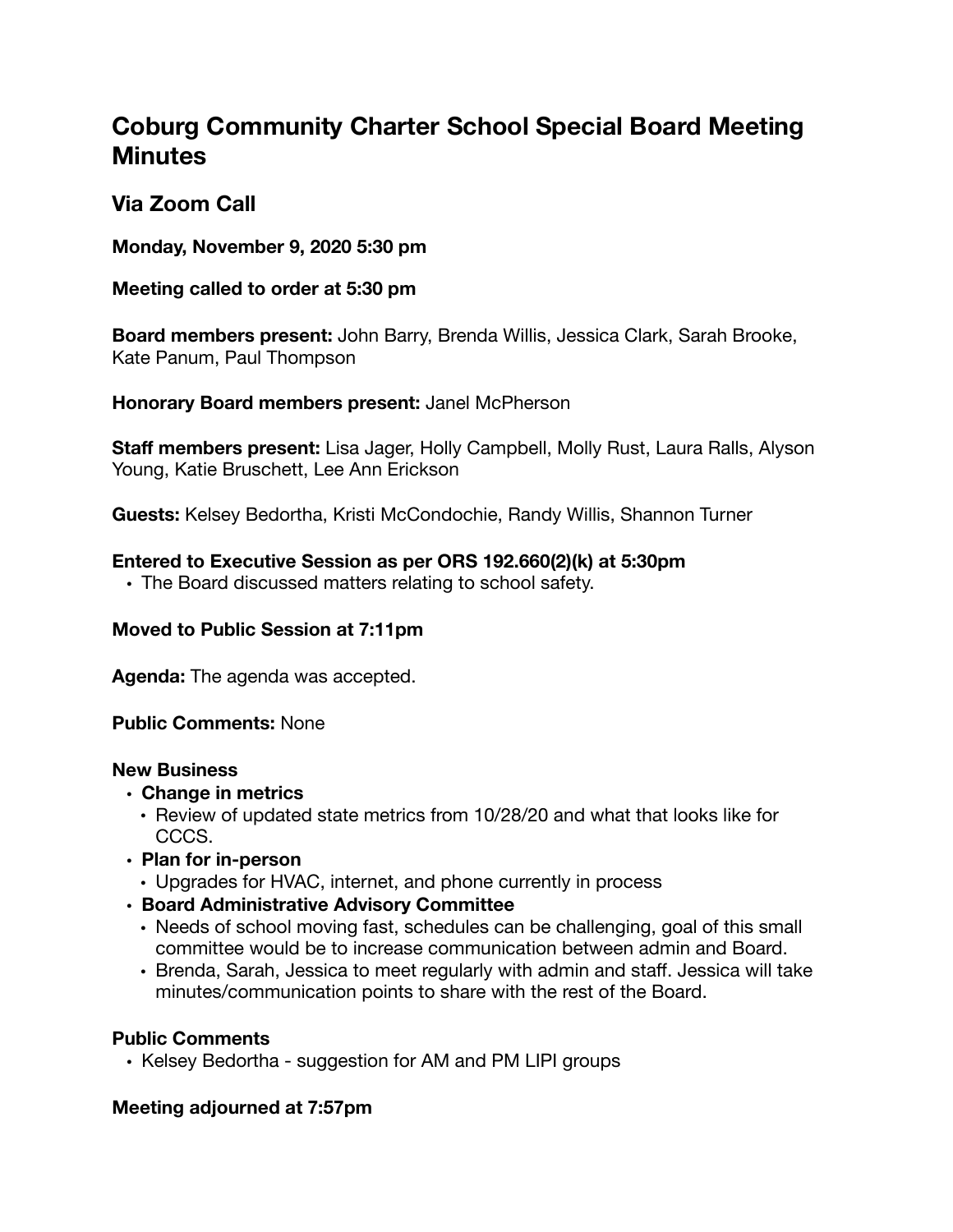# Coburg Community Charter School Special Board Meeting Minutes

## Via Zoom Call

**Monday, November 9, 2020 5:30 pm**

**Meeting called to order at 5:30 pm**

**Board members present:** John Barry, Brenda Willis, Jessica Clark, Sarah Brooke, Kate Panum, Paul Thompson

**Honorary Board members present:** Janel McPherson

**Staff members present:** Lisa Jager, Holly Campbell, Molly Rust, Laura Ralls, Alyson Young, Katie Bruschett, Lee Ann Erickson

**Guests:** Kelsey Bedortha, Kristi McCondochie, Randy Willis, Shannon Turner

**Entered to Executive Session as per ORS 192.660(2)(k) at 5:30pm**

- The Board discussed matters relating to school safety.

**Moved to Public Session at 7:11pm**

**Agenda:** The agenda was accepted.

**Public Comments:** None

**New Business**

- **Change in metrics**
  - Review of updated state metrics from 10/28/20 and what that looks like for CCCS.
- **Plan for in-person**
  - Upgrades for HVAC, internet, and phone currently in process
- **Board Administrative Advisory Committee**
  - Needs of school moving fast, schedules can be challenging, goal of this small committee would be to increase communication between admin and Board.
  - Brenda, Sarah, Jessica to meet regularly with admin and staff. Jessica will take minutes/communication points to share with the rest of the Board.

**Public Comments**

- Kelsey Bedortha - suggestion for AM and PM LIPI groups

**Meeting adjourned at 7:57pm**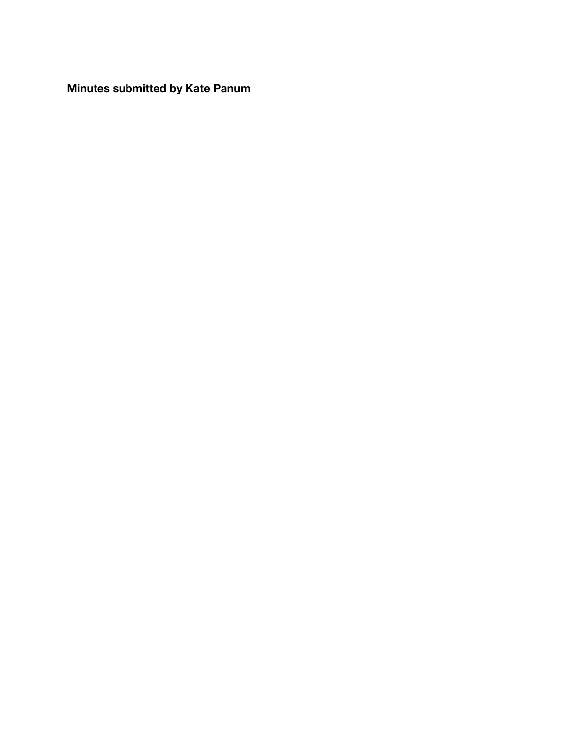**Minutes submitted by Kate Panum**